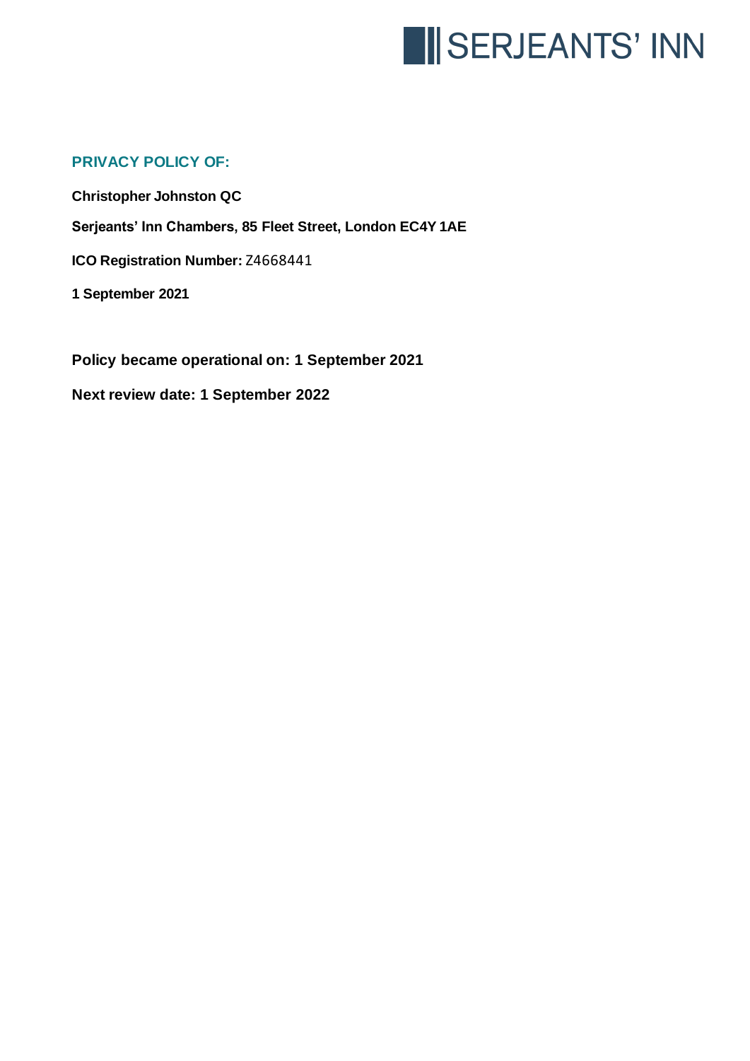SERJEANTS' INN

## PRIVACY POLICY OF:

**Christopher Johnston QC**

**Serjeants' Inn Chambers, 85 Fleet Street, London EC4Y 1AE**

**ICO Registration Number:** Z4668441

**1 September 2021**

**Policy became operational on: 1 September 2021**

**Next review date: 1 September 2022**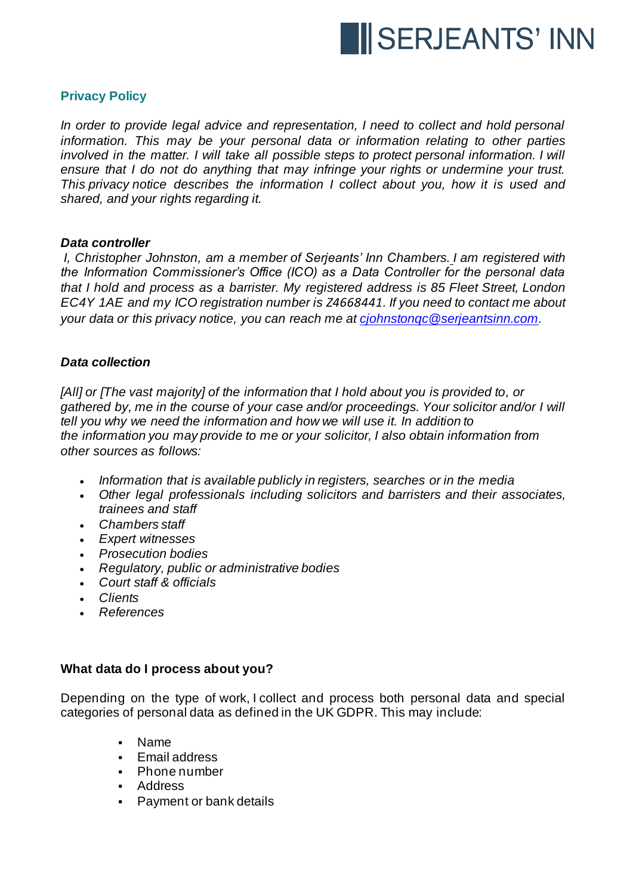## Privacy Policy

*In order to provide legal advice and representation, I need to collect and hold personal information. This may be your personal data or information relating to other parties involved in the matter. I will take all possible steps to protect personal information. I will ensure that I do not do anything that may infringe your rights or undermine your trust. This privacy notice describes the information I collect about you, how it is used and shared, and your rights regarding it.*

### *Data controller*

*I, Christopher Johnston, am a member of Serjeants' Inn Chambers. I am registered with the Information Commissioner's Office (ICO) as a Data Controller for the personal data that I hold and process as a barrister. My registered address is 85 Fleet Street, London EC4Y 1AE and my ICO registration number is Z4668441. If you need to contact me about your data or this privacy notice, you can reach me at cjohnstonqc@serjeantsinn.com.*

### *Data collection*

*[All] or [The vast majority] of the information that I hold about you is provided to, or gathered by, me in the course of your case and/or proceedings. Your solicitor and/or I will tell you why we need the information and how we will use it. In addition to the information you may provide to me or your solicitor, I also obtain information from other sources as follows:*

- *Information that is available publicly in registers, searches or in the media*
- *Other legal professionals including solicitors and barristers and their associates, trainees and staff*
- *Chambers staff*
- *Expert witnesses*
- *Prosecution bodies*
- *Regulatory, public or administrative bodies*
- *Court staff & officials*
- *Clients*
- *References*

### What data do I process about you?

Depending on the type of work, I collect and process both personal data and special categories of personal data as defined in the UK GDPR. This may include:

- Name
- Email address
- Phone number
- Address
- Payment or bank details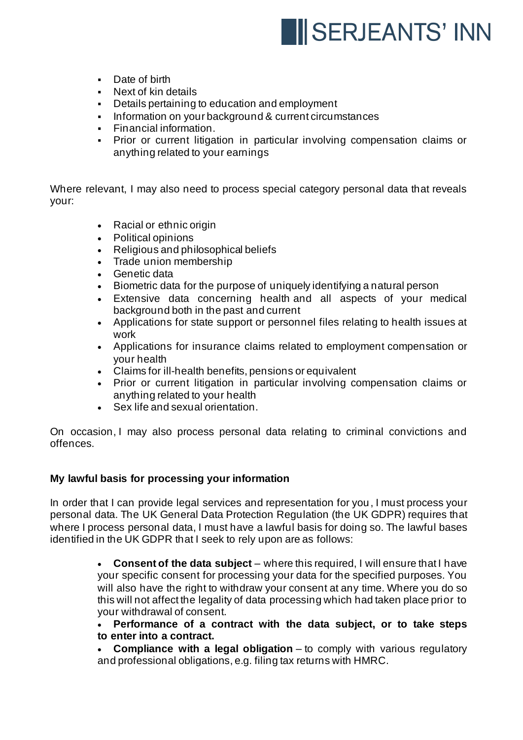- Date of birth
- Next of kin details
- Details pertaining to education and employment
- Information on your background & current circumstances
- Financial information.
- Prior or current litigation in particular involving compensation claims or anything related to your earnings

Where relevant, I may also need to process special category personal data that reveals your:

- Racial or ethnic origin
- Political opinions
- Religious and philosophical beliefs
- Trade union membership
- Genetic data
- Biometric data for the purpose of uniquely identifying a natural person
- Extensive data concerning health and all aspects of your medical background both in the past and current
- Applications for state support or personnel files relating to health issues at work
- Applications for insurance claims related to employment compensation or your health
- Claims for ill-health benefits, pensions or equivalent
- Prior or current litigation in particular involving compensation claims or anything related to your health
- Sex life and sexual orientation.

On occasion, I may also process personal data relating to criminal convictions and offences.

**My lawful basis for processing your information**

In order that I can provide legal services and representation for you, I must process your personal data. The UK General Data Protection Regulation (the UK GDPR) requires that where I process personal data, I must have a lawful basis for doing so. The lawful bases identified in the UK GDPR that I seek to rely upon are as follows:

- **Consent of the data subject** – where this required, I will ensure that I have your specific consent for processing your data for the specified purposes. You will also have the right to withdraw your consent at any time. Where you do so this will not affect the legality of data processing which had taken place prior to your withdrawal of consent.
- **Performance of a contract with the data subject, or to take steps to enter into a contract.**
- **Compliance with a legal obligation** – to comply with various regulatory and professional obligations, e.g. filing tax returns with HMRC.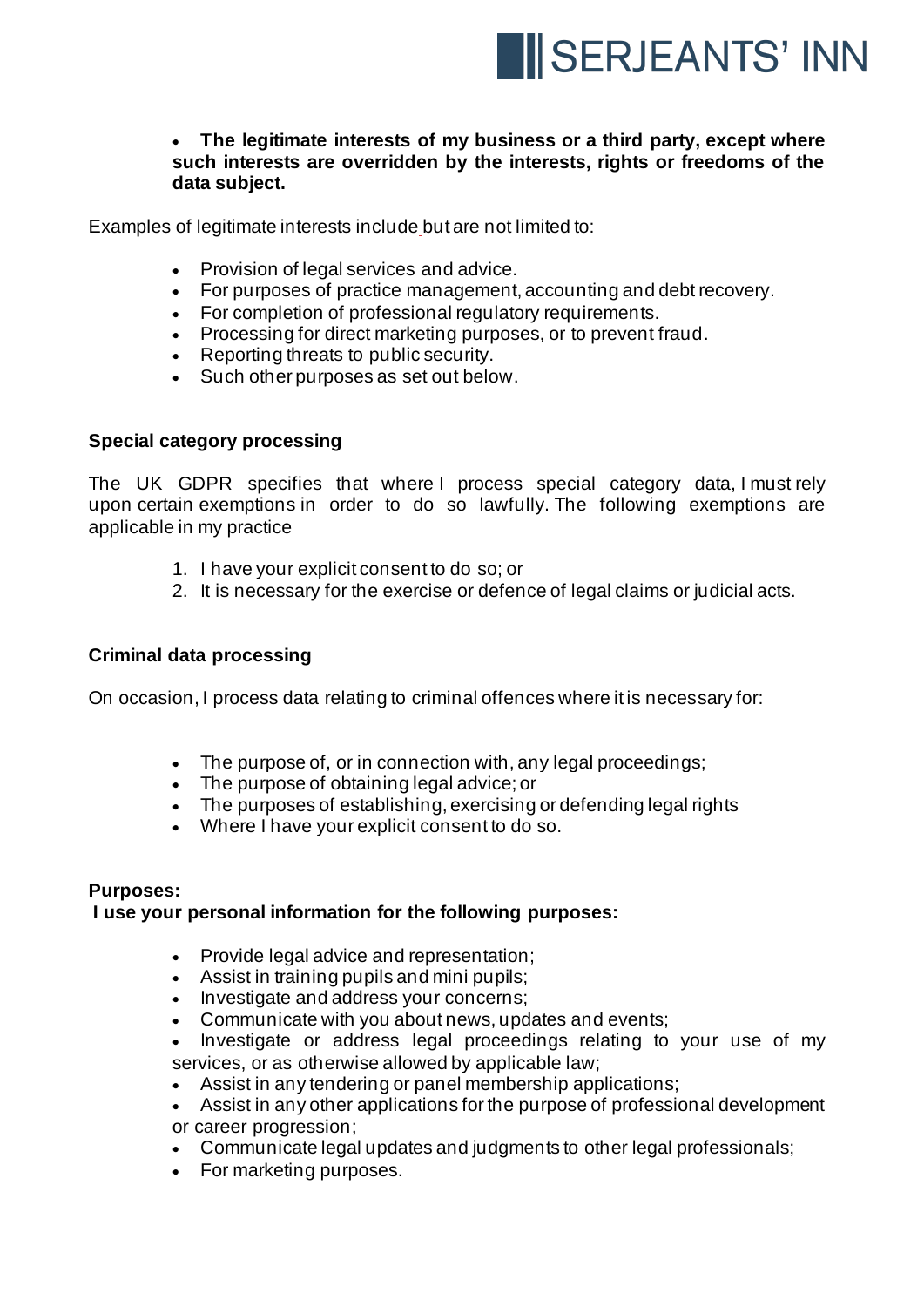- **The legitimate interests of my business or a third party, except where such interests are overridden by the interests, rights or freedoms of the data subject.**

Examples of legitimate interests include but are not limited to:

- Provision of legal services and advice.
- For purposes of practice management, accounting and debt recovery.
- For completion of professional regulatory requirements.
- Processing for direct marketing purposes, or to prevent fraud.
- Reporting threats to public security.
- Such other purposes as set out below.

**Special category processing**

The UK GDPR specifies that where I process special category data, I must rely upon certain exemptions in order to do so lawfully. The following exemptions are applicable in my practice

1. I have your explicit consent to do so; or
2. It is necessary for the exercise or defence of legal claims or judicial acts.

**Criminal data processing**

On occasion, I process data relating to criminal offences where it is necessary for:

- The purpose of, or in connection with, any legal proceedings;
- The purpose of obtaining legal advice; or
- The purposes of establishing, exercising or defending legal rights
- Where I have your explicit consent to do so.

**Purposes:**
**I use your personal information for the following purposes:**

- Provide legal advice and representation;
- Assist in training pupils and mini pupils;
- Investigate and address your concerns;
- Communicate with you about news, updates and events;
- Investigate or address legal proceedings relating to your use of my services, or as otherwise allowed by applicable law;
- Assist in any tendering or panel membership applications;
- Assist in any other applications for the purpose of professional development or career progression;
- Communicate legal updates and judgments to other legal professionals;
- For marketing purposes.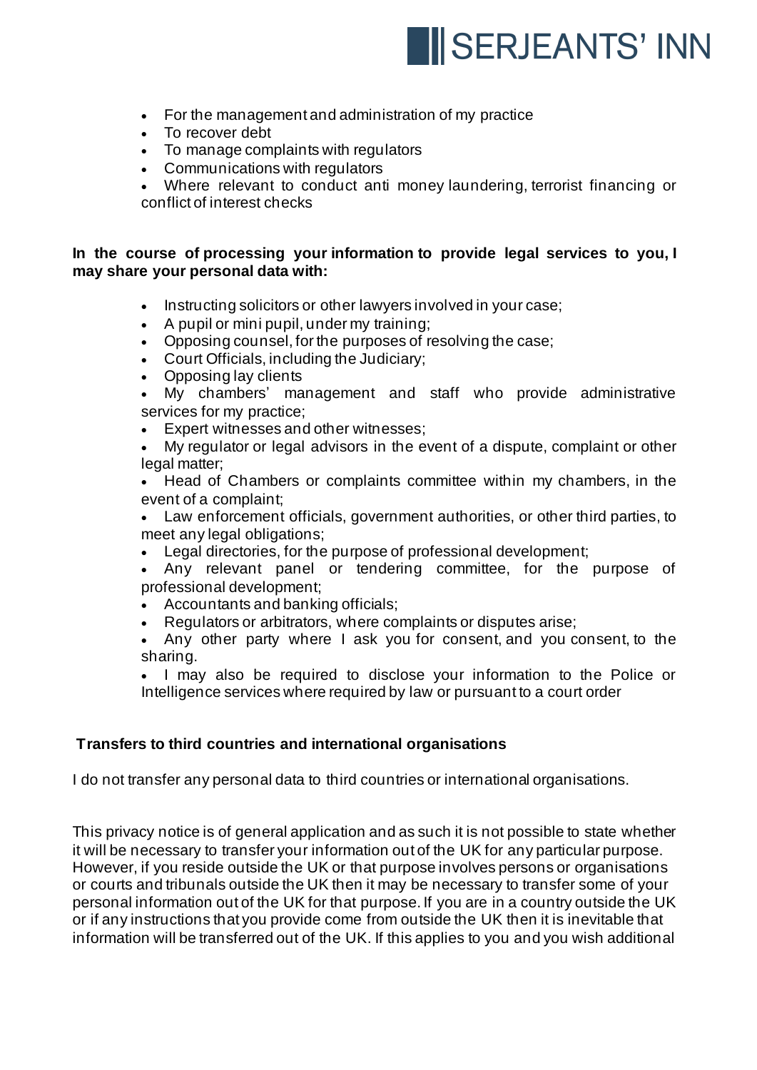- For the management and administration of my practice
- To recover debt
- To manage complaints with regulators
- Communications with regulators
- Where relevant to conduct anti money laundering, terrorist financing or conflict of interest checks

**In the course of processing your information to provide legal services to you, I may share your personal data with:**

- Instructing solicitors or other lawyers involved in your case;
- A pupil or mini pupil, under my training;
- Opposing counsel, for the purposes of resolving the case;
- Court Officials, including the Judiciary;
- Opposing lay clients
- My chambers' management and staff who provide administrative services for my practice;
- Expert witnesses and other witnesses;
- My regulator or legal advisors in the event of a dispute, complaint or other legal matter;
- Head of Chambers or complaints committee within my chambers, in the event of a complaint;
- Law enforcement officials, government authorities, or other third parties, to meet any legal obligations;
- Legal directories, for the purpose of professional development;
- Any relevant panel or tendering committee, for the purpose of professional development;
- Accountants and banking officials;
- Regulators or arbitrators, where complaints or disputes arise;
- Any other party where I ask you for consent, and you consent, to the sharing.
- I may also be required to disclose your information to the Police or Intelligence services where required by law or pursuant to a court order

**Transfers to third countries and international organisations**

I do not transfer any personal data to third countries or international organisations.

This privacy notice is of general application and as such it is not possible to state whether it will be necessary to transfer your information out of the UK for any particular purpose. However, if you reside outside the UK or that purpose involves persons or organisations or courts and tribunals outside the UK then it may be necessary to transfer some of your personal information out of the UK for that purpose. If you are in a country outside the UK or if any instructions that you provide come from outside the UK then it is inevitable that information will be transferred out of the UK. If this applies to you and you wish additional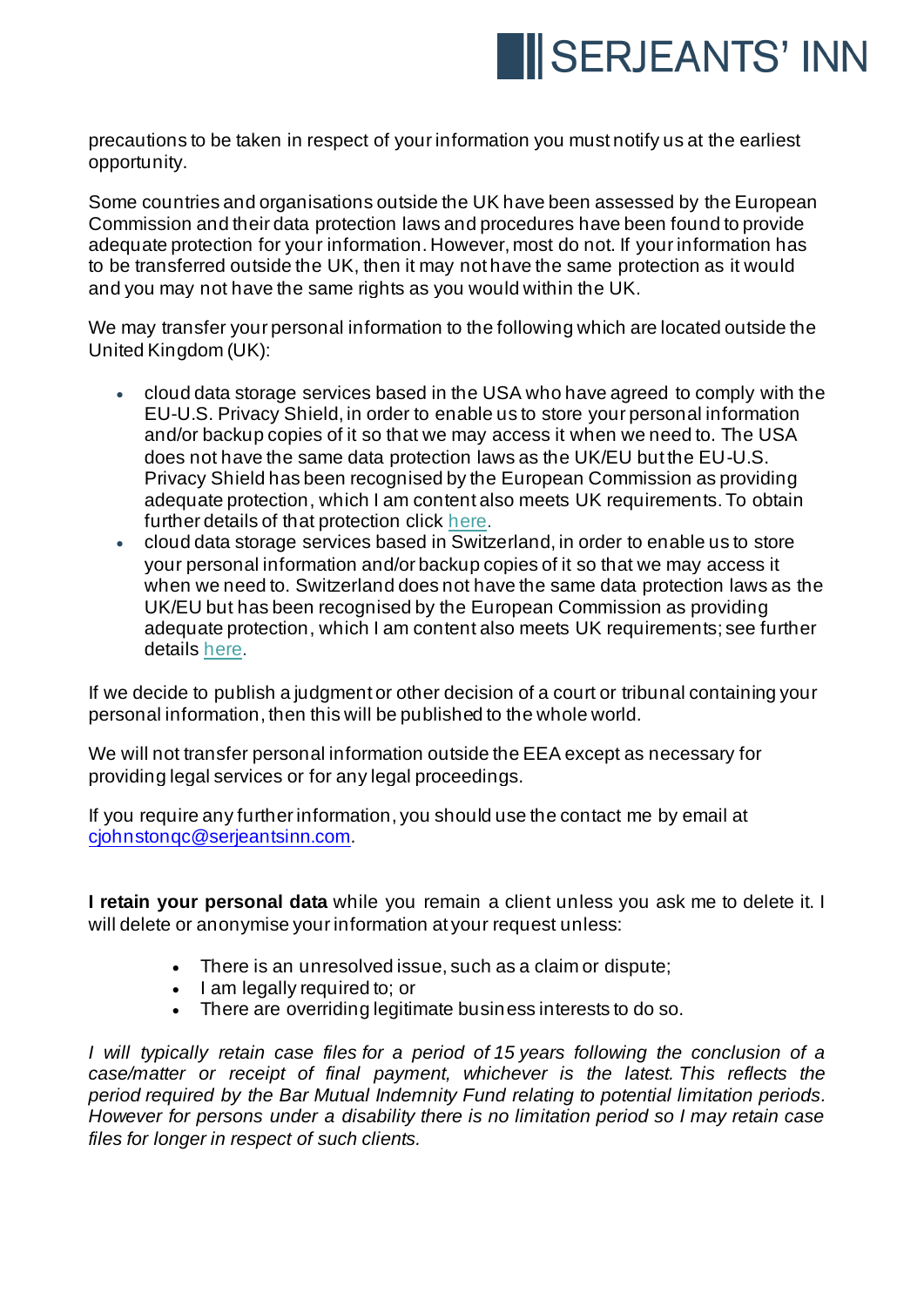precautions to be taken in respect of your information you must notify us at the earliest opportunity.

Some countries and organisations outside the UK have been assessed by the European Commission and their data protection laws and procedures have been found to provide adequate protection for your information. However, most do not. If your information has to be transferred outside the UK, then it may not have the same protection as it would and you may not have the same rights as you would within the UK.

We may transfer your personal information to the following which are located outside the United Kingdom (UK):

- cloud data storage services based in the USA who have agreed to comply with the EU-U.S. Privacy Shield, in order to enable us to store your personal information and/or backup copies of it so that we may access it when we need to. The USA does not have the same data protection laws as the UK/EU but the EU-U.S. Privacy Shield has been recognised by the European Commission as providing adequate protection, which I am content also meets UK requirements. To obtain further details of that protection click here.
- cloud data storage services based in Switzerland, in order to enable us to store your personal information and/or backup copies of it so that we may access it when we need to. Switzerland does not have the same data protection laws as the UK/EU but has been recognised by the European Commission as providing adequate protection, which I am content also meets UK requirements; see further details here.

If we decide to publish a judgment or other decision of a court or tribunal containing your personal information, then this will be published to the whole world.

We will not transfer personal information outside the EEA except as necessary for providing legal services or for any legal proceedings.

If you require any further information, you should use the contact me by email at cjohnstonqc@serjeantsinn.com.

**I retain your personal data** while you remain a client unless you ask me to delete it. I will delete or anonymise your information at your request unless:

- There is an unresolved issue, such as a claim or dispute;
- I am legally required to; or
- There are overriding legitimate business interests to do so.

*I will typically retain case files for a period of 15 years following the conclusion of a case/matter or receipt of final payment, whichever is the latest. This reflects the period required by the Bar Mutual Indemnity Fund relating to potential limitation periods. However for persons under a disability there is no limitation period so I may retain case files for longer in respect of such clients.*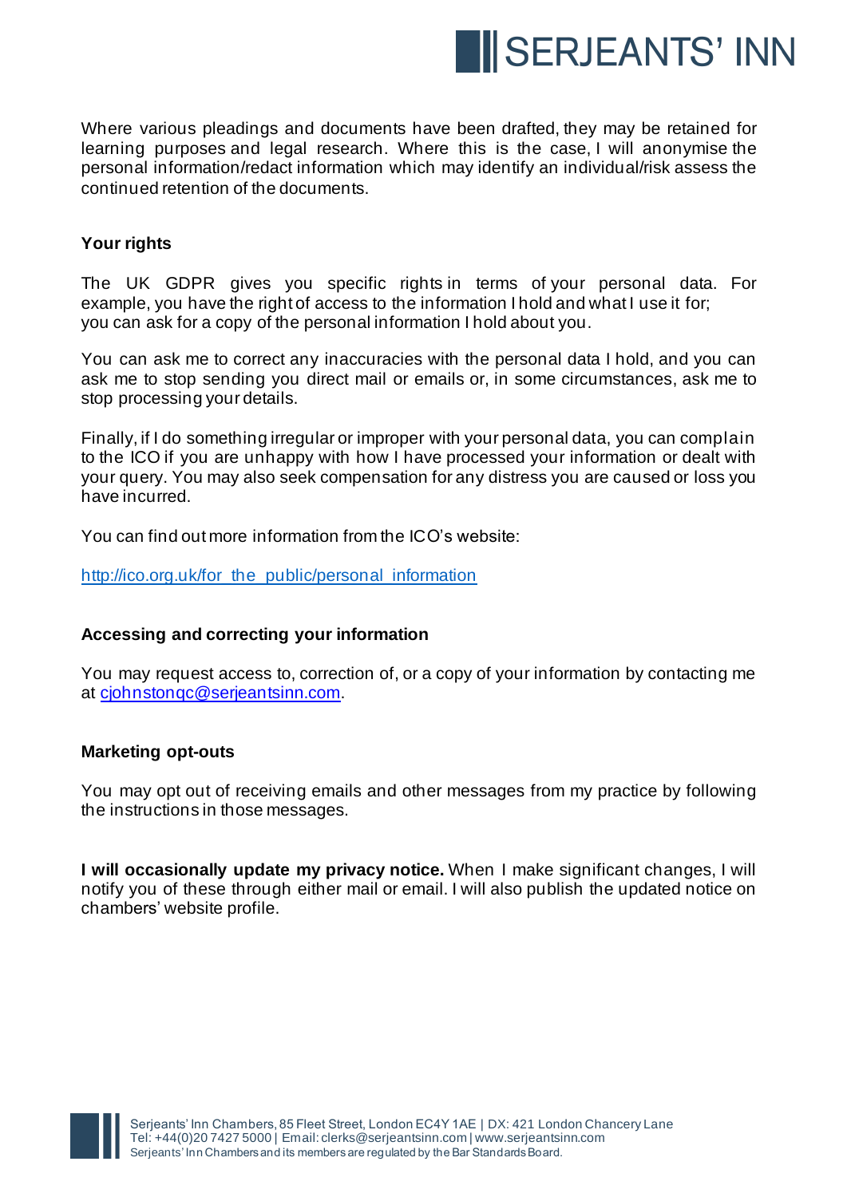Where various pleadings and documents have been drafted, they may be retained for learning purposes and legal research. Where this is the case, I will anonymise the personal information/redact information which may identify an individual/risk assess the continued retention of the documents.

## Your rights

The UK GDPR gives you specific rights in terms of your personal data. For example, you have the right of access to the information I hold and what I use it for; you can ask for a copy of the personal information I hold about you.

You can ask me to correct any inaccuracies with the personal data I hold, and you can ask me to stop sending you direct mail or emails or, in some circumstances, ask me to stop processing your details.

Finally, if I do something irregular or improper with your personal data, you can complain to the ICO if you are unhappy with how I have processed your information or dealt with your query. You may also seek compensation for any distress you are caused or loss you have incurred.

You can find out more information from the ICO's website:

http://ico.org.uk/for_the_public/personal_information

## Accessing and correcting your information

You may request access to, correction of, or a copy of your information by contacting me at cjohnstonqc@serjeantsinn.com.

## Marketing opt-outs

You may opt out of receiving emails and other messages from my practice by following the instructions in those messages.

**I will occasionally update my privacy notice.** When I make significant changes, I will notify you of these through either mail or email. I will also publish the updated notice on chambers' website profile.